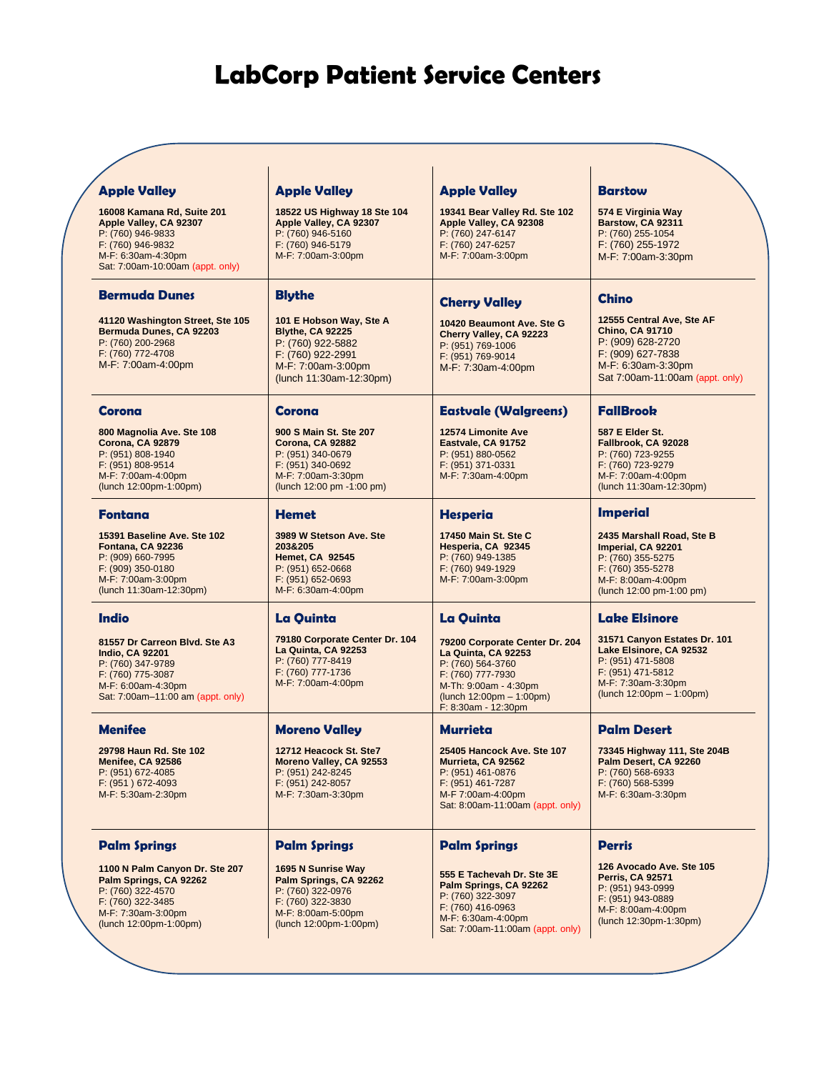# LabCorp Patient Service Centers

### Apple Valley

**16008 Kamana Rd, Suite 201**
**Apple Valley, CA 92307**
P: (760) 946-9833
F: (760) 946-9832
M-F: 6:30am-4:30pm
Sat: 7:00am-10:00am (appt. only)

### Apple Valley

**18522 US Highway 18 Ste 104**
**Apple Valley, CA 92307**
P: (760) 946-5160
F: (760) 946-5179
M-F: 7:00am-3:00pm

### Apple Valley

**19341 Bear Valley Rd. Ste 102**
**Apple Valley, CA 92308**
P: (760) 247-6147
F: (760) 247-6257
M-F: 7:00am-3:00pm

### Barstow

**574 E Virginia Way**
**Barstow, CA 92311**
P: (760) 255-1054
F: (760) 255-1972
M-F: 7:00am-3:30pm

### Bermuda Dunes

**41120 Washington Street, Ste 105**
**Bermuda Dunes, CA 92203**
P: (760) 200-2968
F: (760) 772-4708
M-F: 7:00am-4:00pm

### Blythe

**101 E Hobson Way, Ste A**
**Blythe, CA 92225**
P: (760) 922-5882
F: (760) 922-2991
M-F: 7:00am-3:00pm
(lunch 11:30am-12:30pm)

### Cherry Valley

**10420 Beaumont Ave. Ste G**
**Cherry Valley, CA 92223**
P: (951) 769-1006
F: (951) 769-9014
M-F: 7:30am-4:00pm

### Chino

**12555 Central Ave, Ste AF**
**Chino, CA 91710**
P: (909) 628-2720
F: (909) 627-7838
M-F: 6:30am-3:30pm
Sat 7:00am-11:00am (appt. only)

### Corona

**800 Magnolia Ave. Ste 108**
**Corona, CA 92879**
P: (951) 808-1940
F: (951) 808-9514
M-F: 7:00am-4:00pm
(lunch 12:00pm-1:00pm)

### Corona

**900 S Main St. Ste 207**
**Corona, CA 92882**
P: (951) 340-0679
F: (951) 340-0692
M-F: 7:00am-3:30pm
(lunch 12:00 pm -1:00 pm)

### Eastvale (Walgreens)

**12574 Limonite Ave**
**Eastvale, CA 91752**
P: (951) 880-0562
F: (951) 371-0331
M-F: 7:30am-4:00pm

### FallBrook

**587 E Elder St.**
**Fallbrook, CA 92028**
P: (760) 723-9255
F: (760) 723-9279
M-F: 7:00am-4:00pm
(lunch 11:30am-12:30pm)

### Fontana

**15391 Baseline Ave. Ste 102**
**Fontana, CA 92236**
P: (909) 660-7995
F: (909) 350-0180
M-F: 7:00am-3:00pm
(lunch 11:30am-12:30pm)

### Hemet

**3989 W Stetson Ave. Ste 203&205**
**Hemet, CA 92545**
P: (951) 652-0668
F: (951) 652-0693
M-F: 6:30am-4:00pm

### Hesperia

**17450 Main St. Ste C**
**Hesperia, CA 92345**
P: (760) 949-1385
F: (760) 949-1929
M-F: 7:00am-3:00pm

### Imperial

**2435 Marshall Road, Ste B**
**Imperial, CA 92201**
P: (760) 355-5275
F: (760) 355-5278
M-F: 8:00am-4:00pm
(lunch 12:00 pm-1:00 pm)

### Indio

**81557 Dr Carreon Blvd. Ste A3**
**Indio, CA 92201**
P: (760) 347-9789
F: (760) 775-3087
M-F: 6:00am-4:30pm
Sat: 7:00am–11:00 am (appt. only)

### La Quinta

**79180 Corporate Center Dr. 104**
**La Quinta, CA 92253**
P: (760) 777-8419
F: (760) 777-1736
M-F: 7:00am-4:00pm

### La Quinta

**79200 Corporate Center Dr. 204**
**La Quinta, CA 92253**
P: (760) 564-3760
F: (760) 777-7930
M-Th: 9:00am - 4:30pm
(lunch 12:00pm – 1:00pm)
F: 8:30am - 12:30pm

### Lake Elsinore

**31571 Canyon Estates Dr. 101**
**Lake Elsinore, CA 92532**
P: (951) 471-5808
F: (951) 471-5812
M-F: 7:30am-3:30pm
(lunch 12:00pm – 1:00pm)

### Menifee

**29798 Haun Rd. Ste 102**
**Menifee, CA 92586**
P: (951) 672-4085
F: (951 ) 672-4093
M-F: 5:30am-2:30pm

### Moreno Valley

**12712 Heacock St. Ste7**
**Moreno Valley, CA 92553**
P: (951) 242-8245
F: (951) 242-8057
M-F: 7:30am-3:30pm

### Murrieta

**25405 Hancock Ave. Ste 107**
**Murrieta, CA 92562**
P: (951) 461-0876
F: (951) 461-7287
M-F 7:00am-4:00pm
Sat: 8:00am-11:00am (appt. only)

### Palm Desert

**73345 Highway 111, Ste 204B**
**Palm Desert, CA 92260**
P: (760) 568-6933
F: (760) 568-5399
M-F: 6:30am-3:30pm

### Palm Springs

**1100 N Palm Canyon Dr. Ste 207**
**Palm Springs, CA 92262**
P: (760) 322-4570
F: (760) 322-3485
M-F: 7:30am-3:00pm
(lunch 12:00pm-1:00pm)

### Palm Springs

**1695 N Sunrise Way**
**Palm Springs, CA 92262**
P: (760) 322-0976
F: (760) 322-3830
M-F: 8:00am-5:00pm
(lunch 12:00pm-1:00pm)

### Palm Springs

**555 E Tachevah Dr. Ste 3E**
**Palm Springs, CA 92262**
P: (760) 322-3097
F: (760) 416-0963
M-F: 6:30am-4:00pm
Sat: 7:00am-11:00am (appt. only)

### Perris

**126 Avocado Ave. Ste 105**
**Perris, CA 92571**
P: (951) 943-0999
F: (951) 943-0889
M-F: 8:00am-4:00pm
(lunch 12:30pm-1:30pm)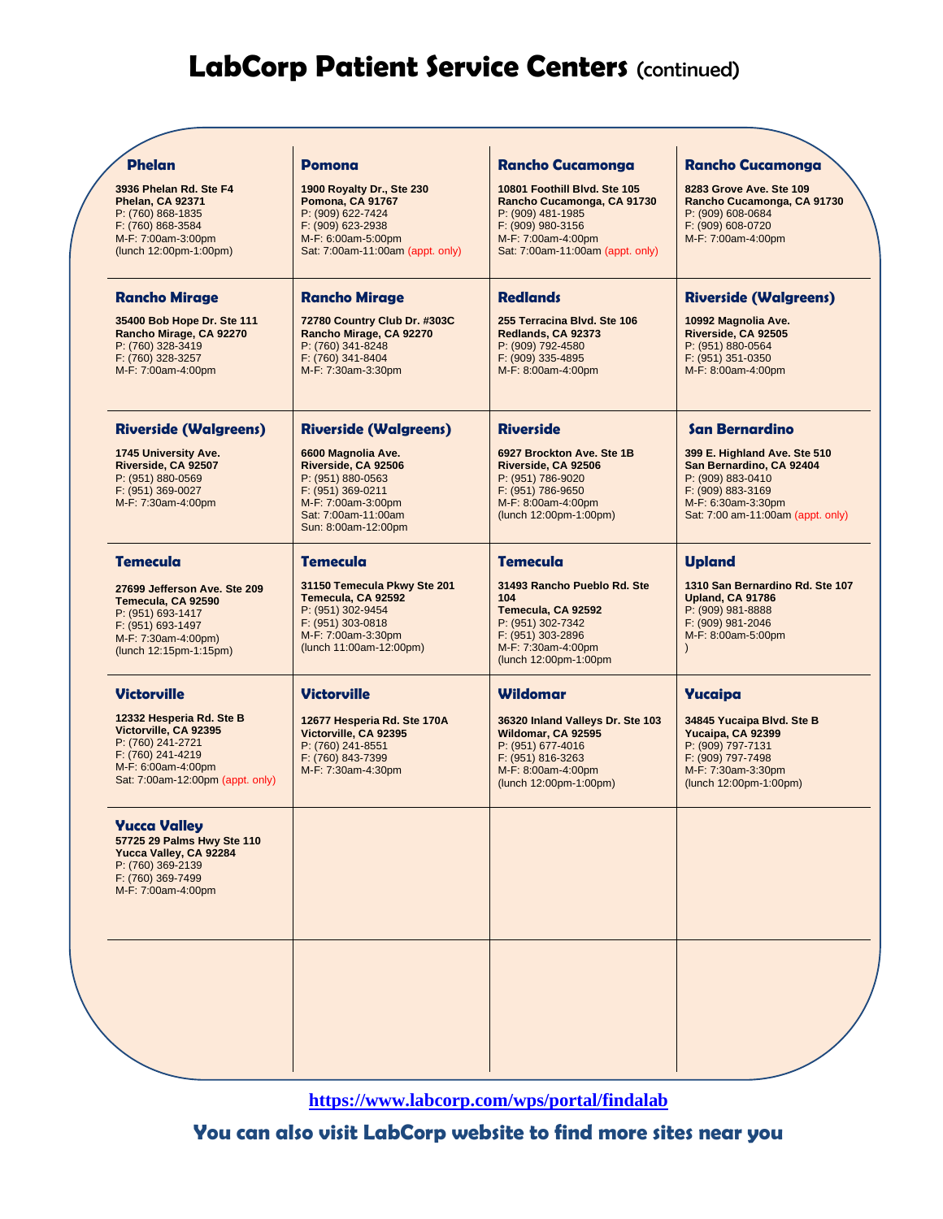# LabCorp Patient Service Centers (continued)

| | | | |
|---|---|---|---|
| **Phelan**<br>**3936 Phelan Rd. Ste F4**<br>**Phelan, CA 92371**<br>P: (760) 868-1835<br>F: (760) 868-3584<br>M-F: 7:00am-3:00pm<br>(lunch 12:00pm-1:00pm) | **Pomona**<br>**1900 Royalty Dr., Ste 230**<br>**Pomona, CA 91767**<br>P: (909) 622-7424<br>F: (909) 623-2938<br>M-F: 6:00am-5:00pm<br>Sat: 7:00am-11:00am (appt. only) | **Rancho Cucamonga**<br>**10801 Foothill Blvd. Ste 105**<br>**Rancho Cucamonga, CA 91730**<br>P: (909) 481-1985<br>F: (909) 980-3156<br>M-F: 7:00am-4:00pm<br>Sat: 7:00am-11:00am (appt. only) | **Rancho Cucamonga**<br>**8283 Grove Ave. Ste 109**<br>**Rancho Cucamonga, CA 91730**<br>P: (909) 608-0684<br>F: (909) 608-0720<br>M-F: 7:00am-4:00pm |
| **Rancho Mirage**<br>**35400 Bob Hope Dr. Ste 111**<br>**Rancho Mirage, CA 92270**<br>P: (760) 328-3419<br>F: (760) 328-3257<br>M-F: 7:00am-4:00pm | **Rancho Mirage**<br>**72780 Country Club Dr. #303C**<br>**Rancho Mirage, CA 92270**<br>P: (760) 341-8248<br>F: (760) 341-8404<br>M-F: 7:30am-3:30pm | **Redlands**<br>**255 Terracina Blvd. Ste 106**<br>**Redlands, CA 92373**<br>P: (909) 792-4580<br>F: (909) 335-4895<br>M-F: 8:00am-4:00pm | **Riverside (Walgreens)**<br>**10992 Magnolia Ave.**<br>**Riverside, CA 92505**<br>P: (951) 880-0564<br>F: (951) 351-0350<br>M-F: 8:00am-4:00pm |
| **Riverside (Walgreens)**<br>**1745 University Ave.**<br>**Riverside, CA 92507**<br>P: (951) 880-0569<br>F: (951) 369-0027<br>M-F: 7:30am-4:00pm | **Riverside (Walgreens)**<br>**6600 Magnolia Ave.**<br>**Riverside, CA 92506**<br>P: (951) 880-0563<br>F: (951) 369-0211<br>M-F: 7:00am-3:00pm<br>Sat: 7:00am-11:00am<br>Sun: 8:00am-12:00pm | **Riverside**<br>**6927 Brockton Ave. Ste 1B**<br>**Riverside, CA 92506**<br>P: (951) 786-9020<br>F: (951) 786-9650<br>M-F: 8:00am-4:00pm<br>(lunch 12:00pm-1:00pm) | **San Bernardino**<br>**399 E. Highland Ave. Ste 510**<br>**San Bernardino, CA 92404**<br>P: (909) 883-0410<br>F: (909) 883-3169<br>M-F: 6:30am-3:30pm<br>Sat: 7:00 am-11:00am (appt. only) |
| **Temecula**<br>**27699 Jefferson Ave. Ste 209**<br>**Temecula, CA 92590**<br>P: (951) 693-1417<br>F: (951) 693-1497<br>M-F: 7:30am-4:00pm)<br>(lunch 12:15pm-1:15pm) | **Temecula**<br>**31150 Temecula Pkwy Ste 201**<br>**Temecula, CA 92592**<br>P: (951) 302-9454<br>F: (951) 303-0818<br>M-F: 7:00am-3:30pm<br>(lunch 11:00am-12:00pm) | **Temecula**<br>**31493 Rancho Pueblo Rd. Ste 104**<br>**Temecula, CA 92592**<br>P: (951) 302-7342<br>F: (951) 303-2896<br>M-F: 7:30am-4:00pm<br>(lunch 12:00pm-1:00pm) | **Upland**<br>**1310 San Bernardino Rd. Ste 107**<br>**Upland, CA 91786**<br>P: (909) 981-8888<br>F: (909) 981-2046<br>M-F: 8:00am-5:00pm<br>) |
| **Victorville**<br>**12332 Hesperia Rd. Ste B**<br>**Victorville, CA 92395**<br>P: (760) 241-2721<br>F: (760) 241-4219<br>M-F: 6:00am-4:00pm<br>Sat: 7:00am-12:00pm (appt. only) | **Victorville**<br>**12677 Hesperia Rd. Ste 170A**<br>**Victorville, CA 92395**<br>P: (760) 241-8551<br>F: (760) 843-7399<br>M-F: 7:30am-4:30pm | **Wildomar**<br>**36320 Inland Valleys Dr. Ste 103**<br>**Wildomar, CA 92595**<br>P: (951) 677-4016<br>F: (951) 816-3263<br>M-F: 8:00am-4:00pm<br>(lunch 12:00pm-1:00pm) | **Yucaipa**<br>**34845 Yucaipa Blvd. Ste B**<br>**Yucaipa, CA 92399**<br>P: (909) 797-7131<br>F: (909) 797-7498<br>M-F: 7:30am-3:30pm<br>(lunch 12:00pm-1:00pm) |
| **Yucca Valley**<br>**57725 29 Palms Hwy Ste 110**<br>**Yucca Valley, CA 92284**<br>P: (760) 369-2139<br>F: (760) 369-7499<br>M-F: 7:00am-4:00pm | | | |

**https://www.labcorp.com/wps/portal/findalab**

**You can also visit LabCorp website to find more sites near you**